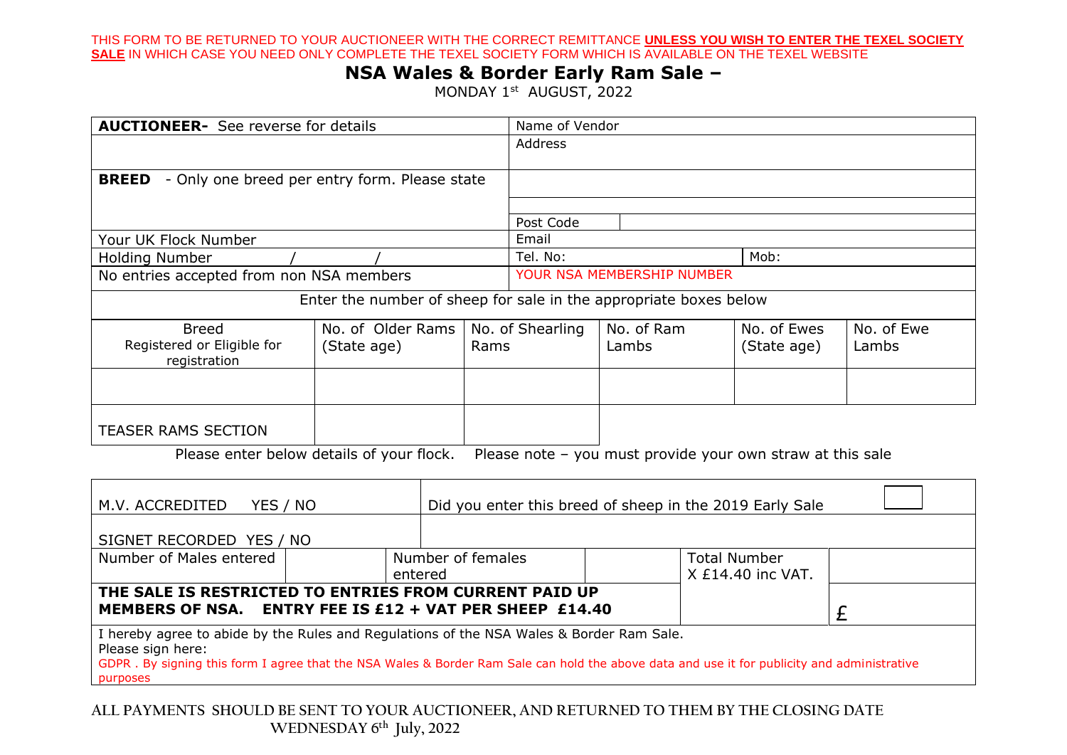THIS FORM TO BE RETURNED TO YOUR AUCTIONEER WITH THE CORRECT REMITTANCE **UNLESS YOU WISH TO ENTER THE TEXEL SOCIETY SALE** IN WHICH CASE YOU NEED ONLY COMPLETE THE TEXEL SOCIETY FORM WHICH IS AVAILABLE ON THE TEXEL WEBSITE

# NSA Wales & Border Early Ram Sale –

MONDAY 1st AUGUST, 2022

| | |
|---|---|
| **AUCTIONEER-** See reverse for details | Name of Vendor |
| | Address |
| **BREED** - Only one breed per entry form. Please state | |
| | |
| | Post Code |
| Your UK Flock Number | Email |
| Holding Number / / | Tel. No: Mob: |
| No entries accepted from non NSA members | YOUR NSA MEMBERSHIP NUMBER |

Enter the number of sheep for sale in the appropriate boxes below

| Breed Registered or Eligible for registration | No. of Older Rams (State age) | No. of Shearling Rams | No. of Ram Lambs | No. of Ewes (State age) | No. of Ewe Lambs |
|---|---|---|---|---|---|
| | | | | | |
| TEASER RAMS SECTION | | | | | |

Please enter below details of your flock. Please note – you must provide your own straw at this sale

| | | | | | |
|---|---|---|---|---|---|
| M.V. ACCREDITED YES / NO | | Did you enter this breed of sheep in the 2019 Early Sale | | | |
| SIGNET RECORDED YES / NO | | | | | |
| Number of Males entered | | Number of females entered | | Total Number X £14.40 inc VAT. | |
| **THE SALE IS RESTRICTED TO ENTRIES FROM CURRENT PAID UP MEMBERS OF NSA. ENTRY FEE IS £12 + VAT PER SHEEP £14.40** | | | | | £ |

I hereby agree to abide by the Rules and Regulations of the NSA Wales & Border Ram Sale.
Please sign here:
GDPR . By signing this form I agree that the NSA Wales & Border Ram Sale can hold the above data and use it for publicity and administrative purposes

ALL PAYMENTS SHOULD BE SENT TO YOUR AUCTIONEER, AND RETURNED TO THEM BY THE CLOSING DATE WEDNESDAY 6th July, 2022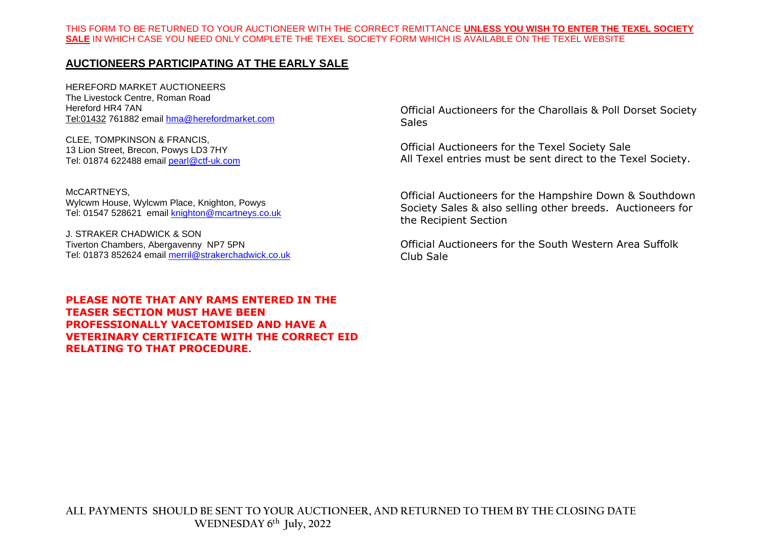THIS FORM TO BE RETURNED TO YOUR AUCTIONEER WITH THE CORRECT REMITTANCE **UNLESS YOU WISH TO ENTER THE TEXEL SOCIETY SALE** IN WHICH CASE YOU NEED ONLY COMPLETE THE TEXEL SOCIETY FORM WHICH IS AVAILABLE ON THE TEXEL WEBSITE

## AUCTIONEERS PARTICIPATING AT THE EARLY SALE

HEREFORD MARKET AUCTIONEERS
The Livestock Centre, Roman Road
Hereford HR4 7AN
Tel:01432 761882 email hma@herefordmarket.com

Official Auctioneers for the Charollais & Poll Dorset Society Sales

CLEE, TOMPKINSON & FRANCIS,
13 Lion Street, Brecon, Powys LD3 7HY
Tel: 01874 622488 email pearl@ctf-uk.com

Official Auctioneers for the Texel Society Sale
All Texel entries must be sent direct to the Texel Society.

McCARTNEYS,
Wylcwm House, Wylcwm Place, Knighton, Powys
Tel: 01547 528621 email knighton@mcartneys.co.uk

Official Auctioneers for the Hampshire Down & Southdown Society Sales & also selling other breeds. Auctioneers for the Recipient Section

J. STRAKER CHADWICK & SON
Tiverton Chambers, Abergavenny NP7 5PN
Tel: 01873 852624 email merril@strakerchadwick.co.uk

Official Auctioneers for the South Western Area Suffolk Club Sale

**PLEASE NOTE THAT ANY RAMS ENTERED IN THE TEASER SECTION MUST HAVE BEEN PROFESSIONALLY VACETOMISED AND HAVE A VETERINARY CERTIFICATE WITH THE CORRECT EID RELATING TO THAT PROCEDURE**.

ALL PAYMENTS SHOULD BE SENT TO YOUR AUCTIONEER, AND RETURNED TO THEM BY THE CLOSING DATE WEDNESDAY 6th July, 2022